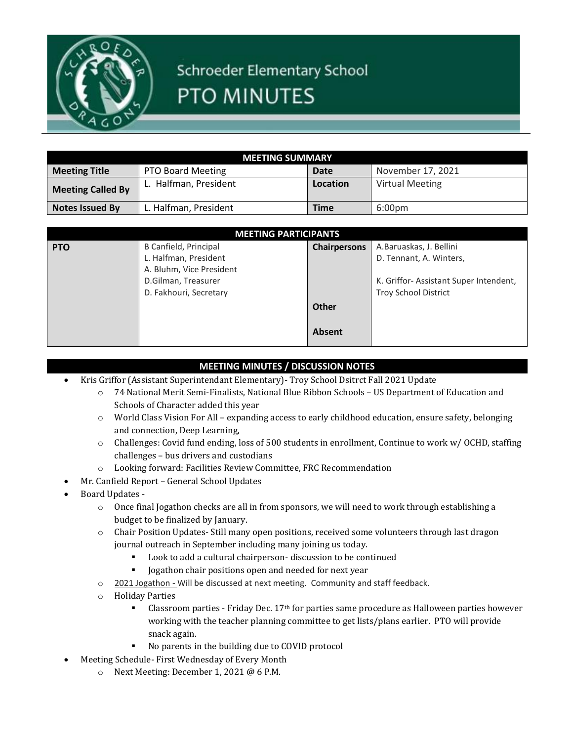# Schroeder Elementary School
## PTO MINUTES

| MEETING SUMMARY | | | |
|---|---|---|---|
| **Meeting Title** | PTO Board Meeting | **Date** | November 17, 2021 |
| **Meeting Called By** | L. Halfman, President | **Location** | Virtual Meeting |
| **Notes Issued By** | L. Halfman, President | **Time** | 6:00pm |

| MEETING PARTICIPANTS | | | |
|---|---|---|---|
| **PTO** | B Canfield, Principal<br>L. Halfman, President<br>A. Bluhm, Vice President<br>D.Gilman, Treasurer<br>D. Fakhouri, Secretary | **Chairpersons** | A.Baruaskas, J. Bellini<br>D. Tennant, A. Winters,<br><br>K. Griffor- Assistant Super Intendent, Troy School District |
| | | **Other** | |
| | | **Absent** | |

## MEETING MINUTES / DISCUSSION NOTES

- Kris Griffor (Assistant Superintendant Elementary)- Troy School Dsitirct Fall 2021 Update
  - 74 National Merit Semi-Finalists, National Blue Ribbon Schools – US Department of Education and Schools of Character added this year
  - World Class Vision For All – expanding access to early childhood education, ensure safety, belonging and connection, Deep Learning,
  - Challenges: Covid fund ending, loss of 500 students in enrollment, Continue to work w/ OCHD, staffing challenges – bus drivers and custodians
  - Looking forward: Facilities Review Committee, FRC Recommendation
- Mr. Canfield Report – General School Updates
- Board Updates -
  - Once final Jogathon checks are all in from sponsors, we will need to work through establishing a budget to be finalized by January.
  - Chair Position Updates- Still many open positions, received some volunteers through last dragon journal outreach in September including many joining us today.
    - Look to add a cultural chairperson- discussion to be continued
    - Jogathon chair positions open and needed for next year
  - 2021 Jogathon - Will be discussed at next meeting. Community and staff feedback.
  - Holiday Parties
    - Classroom parties - Friday Dec. 17th for parties same procedure as Halloween parties however working with the teacher planning committee to get lists/plans earlier. PTO will provide snack again.
    - No parents in the building due to COVID protocol
- Meeting Schedule- First Wednesday of Every Month
  - Next Meeting: December 1, 2021 @ 6 P.M.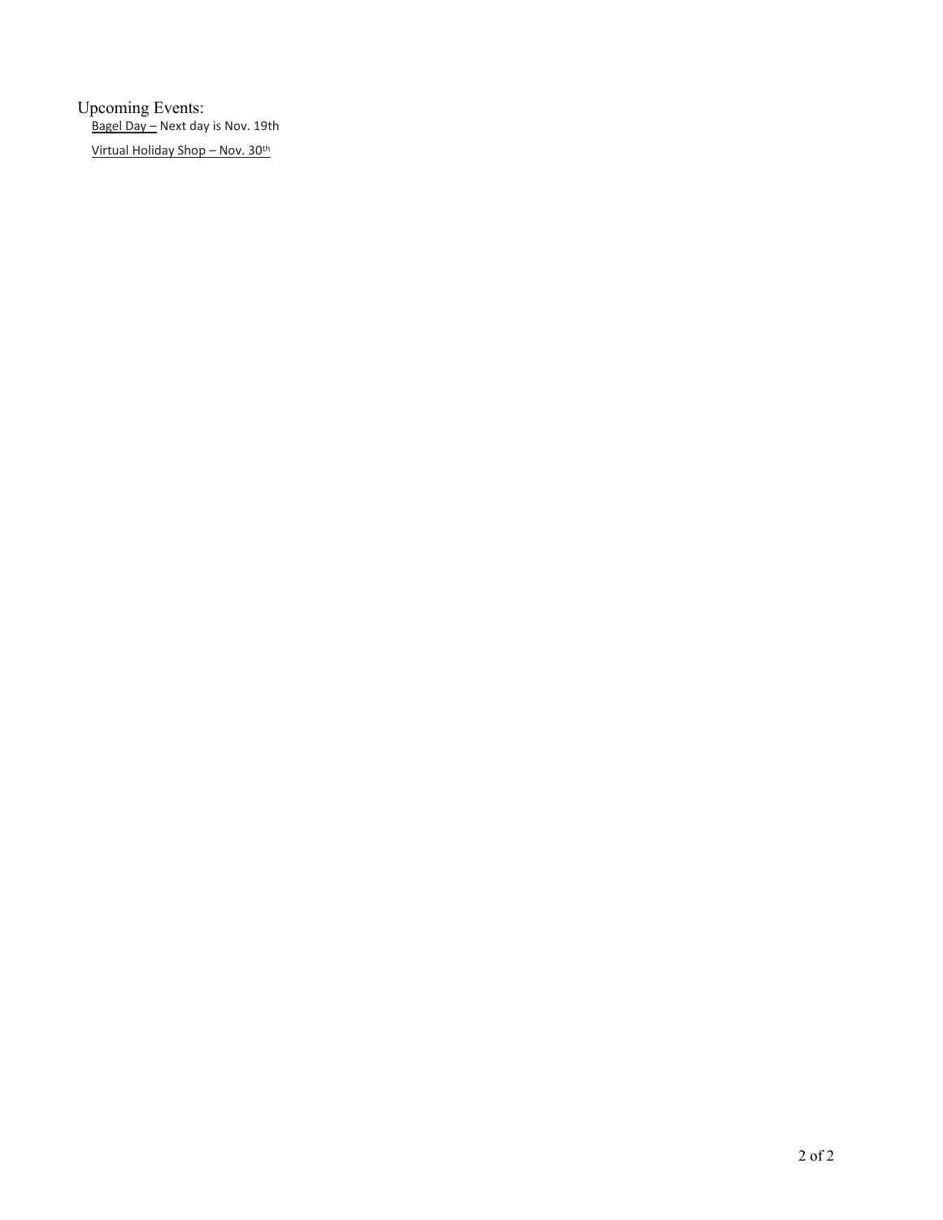Upcoming Events:

<u>Bagel Day –</u> Next day is Nov. 19th

<u>Virtual Holiday Shop – Nov. 30th</u>